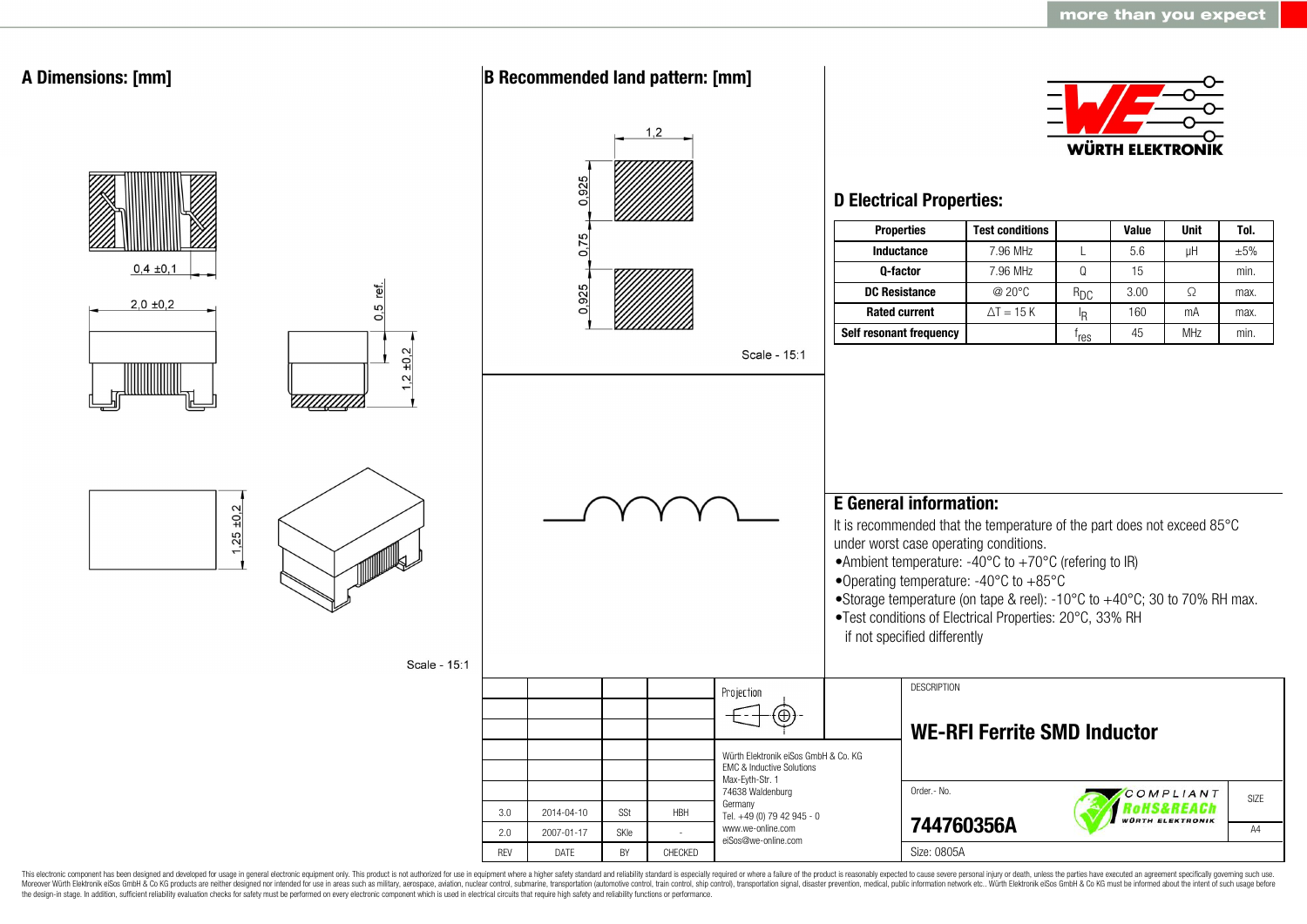more than you expect

## A Dimensions: [mm]

0,4 ±0,1

2,0 ±0,2

0,5 ref.

1,2 ±0,2

1,25 ±0,2

Scale - 15:1

## B Recommended land pattern: [mm]

1,2

0,925

0,75

0,925

Scale - 15:1

WÜRTH ELEKTRONIK

## D Electrical Properties:

| Properties | Test conditions | | Value | Unit | Tol. |
|---|---|---|---|---|---|
| Inductance | 7.96 MHz | L | 5.6 | µH | ±5% |
| Q-factor | 7.96 MHz | Q | 15 | | min. |
| DC Resistance | @ 20°C | $R_{DC}$ | 3.00 | Ω | max. |
| Rated current | ΔT = 15 K | $I_R$ | 160 | mA | max. |
| Self resonant frequency | | $f_{res}$ | 45 | MHz | min. |

## E General information:

It is recommended that the temperature of the part does not exceed 85°C under worst case operating conditions.

- Ambient temperature: -40°C to +70°C (refering to IR)
- Operating temperature: -40°C to +85°C
- Storage temperature (on tape & reel): -10°C to +40°C; 30 to 70% RH max.
- Test conditions of Electrical Properties: 20°C, 33% RH if not specified differently

| REV | DATE | BY | CHECKED |
|---|---|---|---|
| 3.0 | 2014-04-10 | SSt | HBH |
| 2.0 | 2007-01-17 | SKle | - |

Projection

Würth Elektronik eiSos GmbH & Co. KG
EMC & Inductive Solutions
Max-Eyth-Str. 1
74638 Waldenburg
Germany
Tel. +49 (0) 79 42 945 - 0
www.we-online.com
eiSos@we-online.com

DESCRIPTION

**WE-RFI Ferrite SMD Inductor**

Order.- No.

**744760356A**

COMPLIANT RoHS&REACh WÜRTH ELEKTRONIK

SIZE A4

Size: 0805A

This electronic component has been designed and developed for usage in general electronic equipment only. This product is not authorized for use in equipment where a higher safety standard and reliability standard is especially required or where a failure of the product is reasonably expected to cause severe personal injury or death, unless the parties have executed an agreement specifically governing such use. Moreover Würth Elektronik eiSos GmbH & Co KG products are neither designed nor intended for use in areas such as military, aerospace, aviation, nuclear control, submarine, transportation (automotive control, train control, ship control), transportation signal, disaster prevention, medical, public information network etc.. Würth Elektronik eiSos GmbH & Co KG must be informed about the intent of such usage before the design-in stage. In addition, sufficient reliability evaluation checks for safety must be performed on every electronic component which is used in electrical circuits that require high safety and reliability functions or performance.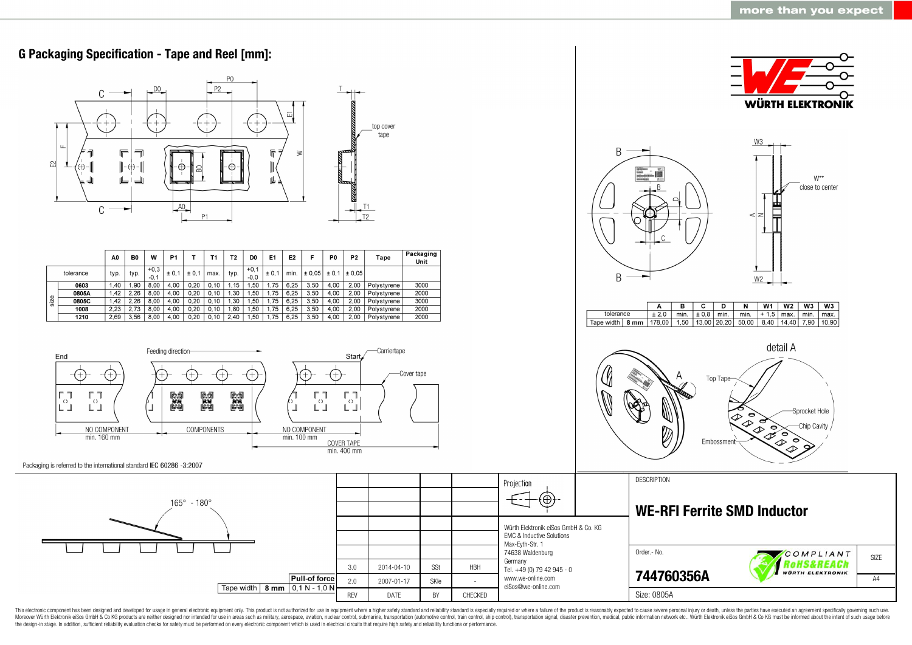## G Packaging Specification - Tape and Reel [mm]:

| | | A0 | B0 | W | P1 | T | T1 | T2 | D0 | E1 | E2 | F | P0 | P2 | Tape | Packaging Unit |
|---|---|---|---|---|---|---|---|---|---|---|---|---|---|---|---|---|
| tolerance | | typ. | typ. | +0,3 -0,1 | ± 0,1 | ± 0,1 | max. | typ. | +0,1 -0,0 | ± 0,1 | min. | ± 0,05 | ± 0,1 | ± 0,05 | | |
| size | 0603 | 1,40 | 1,90 | 8,00 | 4,00 | 0,20 | 0,10 | 1,15 | 1,50 | 1,75 | 6,25 | 3,50 | 4,00 | 2,00 | Polystyrene | 3000 |
| | 0805A | 1,42 | 2,26 | 8,00 | 4,00 | 0,20 | 0,10 | 1,30 | 1,50 | 1,75 | 6,25 | 3,50 | 4,00 | 2,00 | Polystyrene | 2000 |
| | 0805C | 1,42 | 2,26 | 8,00 | 4,00 | 0,20 | 0,10 | 1,30 | 1,50 | 1,75 | 6,25 | 3,50 | 4,00 | 2,00 | Polystyrene | 3000 |
| | 1008 | 2,23 | 2,73 | 8,00 | 4,00 | 0,20 | 0,10 | 1,80 | 1,50 | 1,75 | 6,25 | 3,50 | 4,00 | 2,00 | Polystyrene | 2000 |
| | 1210 | 2,69 | 3,56 | 8,00 | 4,00 | 0,20 | 0,10 | 2,40 | 1,50 | 1,75 | 6,25 | 3,50 | 4,00 | 2,00 | Polystyrene | 2000 |

End — Feeding direction — Start — Carriertape — Cover tape

NO COMPONENT min. 160 mm | COMPONENTS | NO COMPONENT min. 100 mm | COVER TAPE min. 400 mm

Packaging is referred to the international standard IEC 60286 -3:2007

| | | A | B | C | D | N | W1 | W2 | W3 | W3 |
|---|---|---|---|---|---|---|---|---|---|---|
| tolerance | | ± 2,0 | min. | ± 0,8 | min. | min. | + 1,5 | max. | min. | max. |
| Tape width | 8 mm | 178,00 | 1,50 | 13,00 | 20,20 | 50,00 | 8,40 | 14,40 | 7,90 | 10,90 |

W** close to center

detail A: Top Tape, Sprocket Hole, Chip Cavity, Embossment

165° - 180°

| Tape width | 8 mm | Pull-of force |
|---|---|---|
| | | 0,1 N - 1,0 N |

| REV | DATE | BY | CHECKED |
|---|---|---|---|
| 3.0 | 2014-04-10 | SSt | HBH |
| 2.0 | 2007-01-17 | SKle | - |

Würth Elektronik eiSos GmbH & Co. KG
EMC & Inductive Solutions
Max-Eyth-Str. 1
74638 Waldenburg
Germany
Tel. +49 (0) 79 42 945 - 0
www.we-online.com
eiSos@we-online.com

DESCRIPTION

**WE-RFI Ferrite SMD Inductor**

Order.- No. **744760356A**

SIZE A4

Size: 0805A

This electronic component has been designed and developed for usage in general electronic equipment only. This product is not authorized for use in equipment where a higher safety standard and reliability standard is especially required or where a failure of the product is reasonably expected to cause severe personal injury or death, unless the parties have executed an agreement specifically governing such use. Moreover Würth Elektronik eiSos GmbH & Co KG products are neither designed nor intended for use in areas such as military, aerospace, aviation, nuclear control, submarine, transportation (automotive control, train control, ship control), transportation signal, disaster prevention, medical, public information network etc.. Würth Elektronik eiSos GmbH & Co KG must be informed about the intent of such usage before the design-in stage. In addition, sufficient reliability evaluation checks for safety must be performed on every electronic component which is used in electrical circuits that require high safety and reliability functions or performance.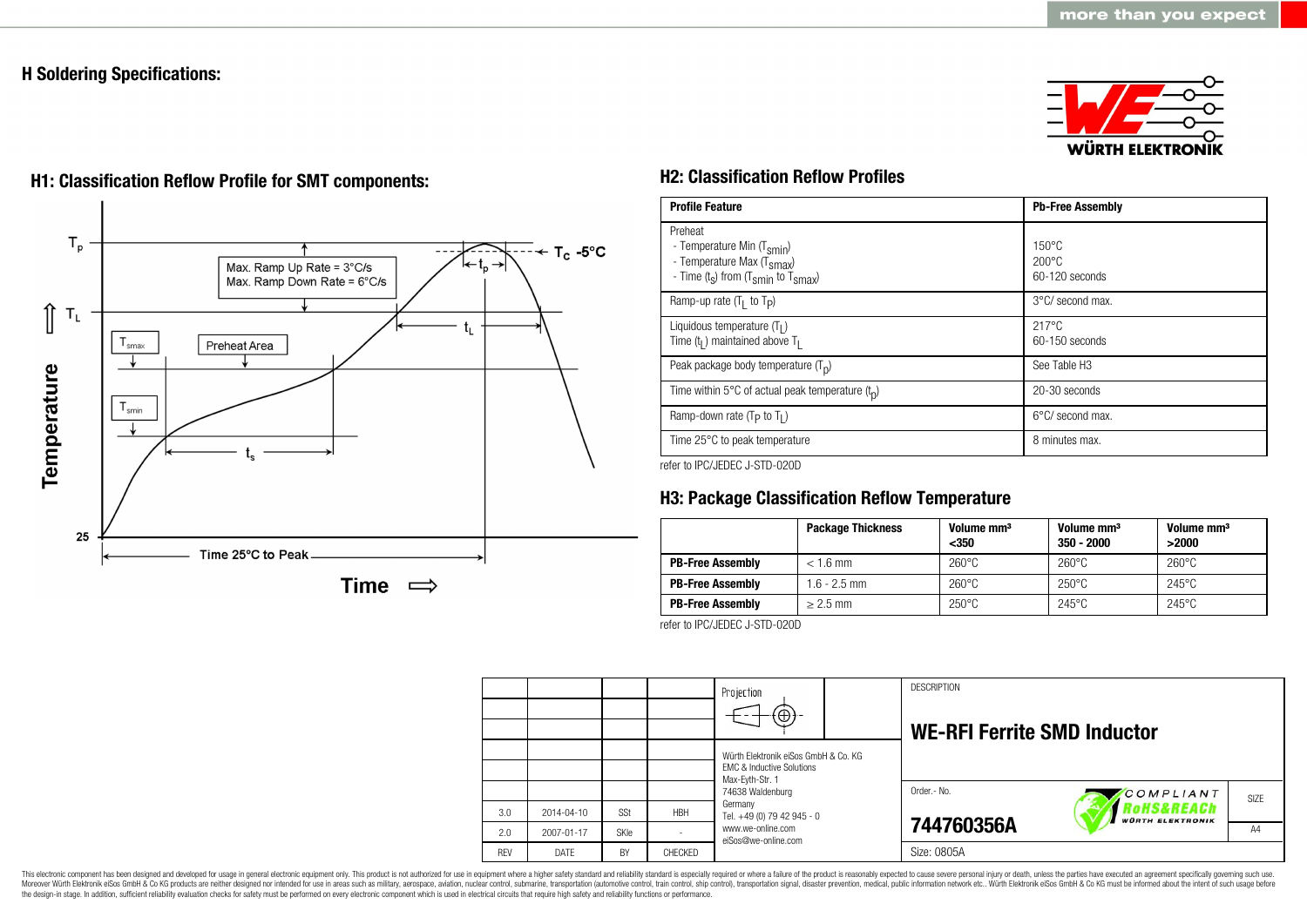## H Soldering Specifications:

### H1: Classification Reflow Profile for SMT components:

$T_p$

$T_L$

$T_{smax}$

$T_{smin}$

Max. Ramp Up Rate = 3°C/s
Max. Ramp Down Rate = 6°C/s

Preheat Area

$t_p$

$T_C$ -5°C

$t_L$

$t_s$

25

Time 25°C to Peak

Temperature

Time ⇨

### H2: Classification Reflow Profiles

| Profile Feature | Pb-Free Assembly |
|---|---|
| Preheat<br>- Temperature Min ($T_{smin}$)<br>- Temperature Max ($T_{smax}$)<br>- Time ($t_s$) from ($T_{smin}$ to $T_{smax}$) | <br>150°C<br>200°C<br>60-120 seconds |
| Ramp-up rate ($T_L$ to $T_P$) | 3°C/ second max. |
| Liquidous temperature ($T_L$)<br>Time ($t_L$) maintained above $T_L$ | 217°C<br>60-150 seconds |
| Peak package body temperature ($T_p$) | See Table H3 |
| Time within 5°C of actual peak temperature ($t_p$) | 20-30 seconds |
| Ramp-down rate ($T_P$ to $T_L$) | 6°C/ second max. |
| Time 25°C to peak temperature | 8 minutes max. |

refer to IPC/JEDEC J-STD-020D

### H3: Package Classification Reflow Temperature

| | Package Thickness | Volume mm³ <350 | Volume mm³ 350 - 2000 | Volume mm³ >2000 |
|---|---|---|---|---|
| **PB-Free Assembly** | < 1.6 mm | 260°C | 260°C | 260°C |
| **PB-Free Assembly** | 1.6 - 2.5 mm | 260°C | 250°C | 245°C |
| **PB-Free Assembly** | ≥ 2.5 mm | 250°C | 245°C | 245°C |

refer to IPC/JEDEC J-STD-020D

| | | | | Projection |
|---|---|---|---|---|
| 3.0 | 2014-04-10 | SSt | HBH | |
| 2.0 | 2007-01-17 | SKle | - | |
| REV | DATE | BY | CHECKED | |

Würth Elektronik eiSos GmbH & Co. KG
EMC & Inductive Solutions
Max-Eyth-Str. 1
74638 Waldenburg
Germany
Tel. +49 (0) 79 42 945 - 0
www.we-online.com
eiSos@we-online.com

DESCRIPTION

**WE-RFI Ferrite SMD Inductor**

Order.- No.

**744760356A**

COMPLIANT RoHS&REACh WÜRTH ELEKTRONIK

SIZE A4

Size: 0805A

This electronic component has been designed and developed for usage in general electronic equipment only. This product is not authorized for use in equipment where a higher safety standard and reliability standard is especially required or where a failure of the product is reasonably expected to cause severe personal injury or death, unless the parties have executed an agreement specifically governing such use. Moreover Würth Elektronik eiSos GmbH & Co KG products are neither designed nor intended for use in areas such as military, aerospace, aviation, nuclear control, submarine, transportation (automotive control, train control, ship control), transportation signal, disaster prevention, medical, public information network etc.. Würth Elektronik eiSos GmbH & Co KG must be informed about the intent of such usage before the design-in stage. In addition, sufficient reliability evaluation checks for safety must be performed on every electronic component which is used in electrical circuits that require high safety and reliability functions or performance.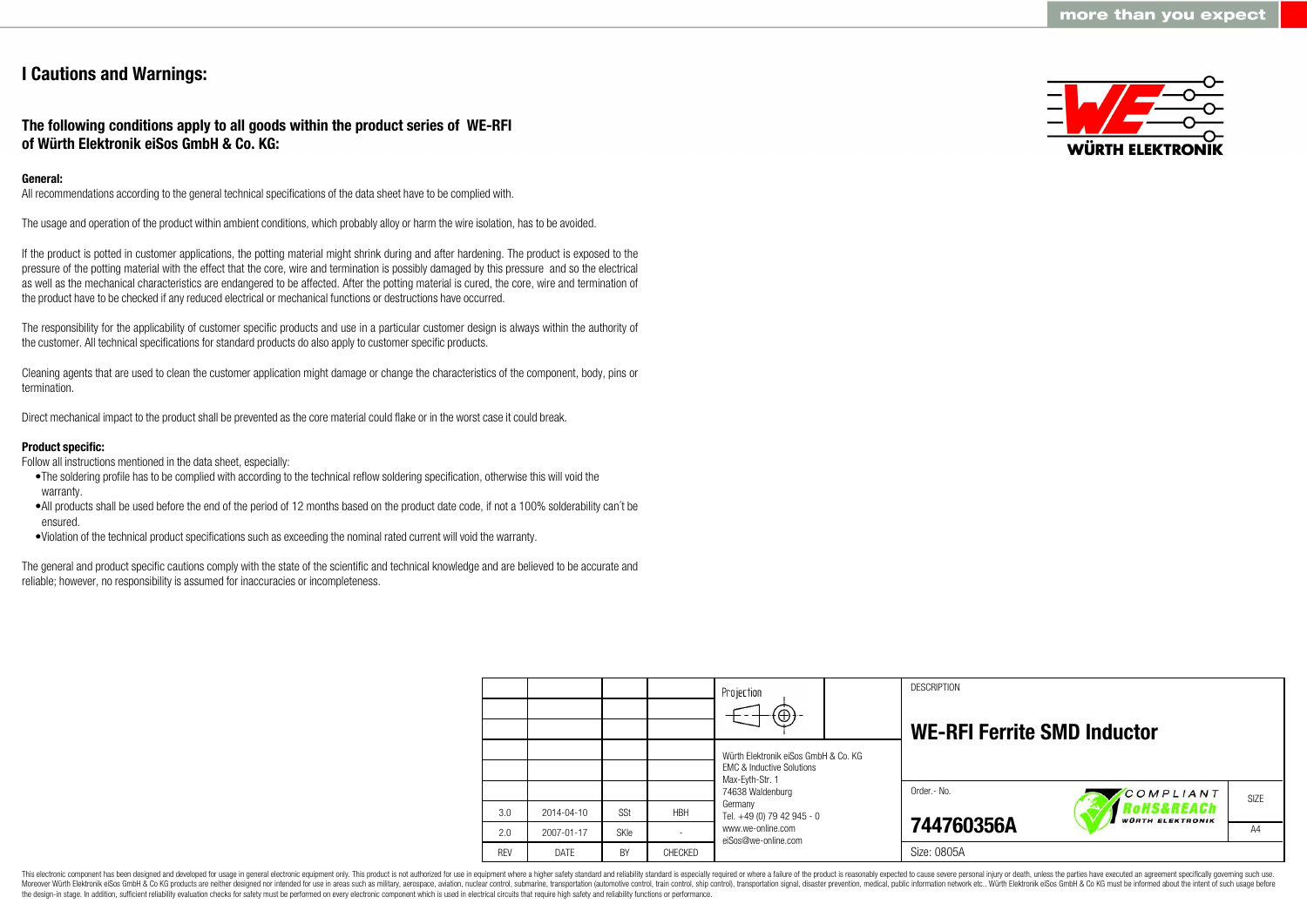# I Cautions and Warnings:

## The following conditions apply to all goods within the product series of WE-RFI of Würth Elektronik eiSos GmbH & Co. KG:

**General:**

All recommendations according to the general technical specifications of the data sheet have to be complied with.

The usage and operation of the product within ambient conditions, which probably alloy or harm the wire isolation, has to be avoided.

If the product is potted in customer applications, the potting material might shrink during and after hardening. The product is exposed to the pressure of the potting material with the effect that the core, wire and termination is possibly damaged by this pressure and so the electrical as well as the mechanical characteristics are endangered to be affected. After the potting material is cured, the core, wire and termination of the product have to be checked if any reduced electrical or mechanical functions or destructions have occurred.

The responsibility for the applicability of customer specific products and use in a particular customer design is always within the authority of the customer. All technical specifications for standard products do also apply to customer specific products.

Cleaning agents that are used to clean the customer application might damage or change the characteristics of the component, body, pins or termination.

Direct mechanical impact to the product shall be prevented as the core material could flake or in the worst case it could break.

**Product specific:**

Follow all instructions mentioned in the data sheet, especially:

- The soldering profile has to be complied with according to the technical reflow soldering specification, otherwise this will void the warranty.
- All products shall be used before the end of the period of 12 months based on the product date code, if not a 100% solderability can´t be ensured.
- Violation of the technical product specifications such as exceeding the nominal rated current will void the warranty.

The general and product specific cautions comply with the state of the scientific and technical knowledge and are believed to be accurate and reliable; however, no responsibility is assumed for inaccuracies or incompleteness.

| REV | DATE | BY | CHECKED |
|---|---|---|---|
| 3.0 | 2014-04-10 | SSt | HBH |
| 2.0 | 2007-01-17 | SKle | - |

Projection

Würth Elektronik eiSos GmbH & Co. KG
EMC & Inductive Solutions
Max-Eyth-Str. 1
74638 Waldenburg
Germany
Tel. +49 (0) 79 42 945 - 0
www.we-online.com
eiSos@we-online.com

DESCRIPTION

**WE-RFI Ferrite SMD Inductor**

Order.- No.

**744760356A**

COMPLIANT RoHS&REACh WÜRTH ELEKTRONIK

SIZE A4

Size: 0805A

This electronic component has been designed and developed for usage in general electronic equipment only. This product is not authorized for use in equipment where a higher safety standard and reliability standard is especially required or where a failure of the product is reasonably expected to cause severe personal injury or death, unless the parties have executed an agreement specifically governing such use. Moreover Würth Elektronik eiSos GmbH & Co KG products are neither designed nor intended for use in areas such as military, aerospace, aviation, nuclear control, submarine, transportation (automotive control, train control, ship control), transportation signal, disaster prevention, medical, public information network etc.. Würth Elektronik eiSos GmbH & Co KG must be informed about the intent of such usage before the design-in stage. In addition, sufficient reliability evaluation checks for safety must be performed on every electronic component which is used in electrical circuits that require high safety and reliability functions or performance.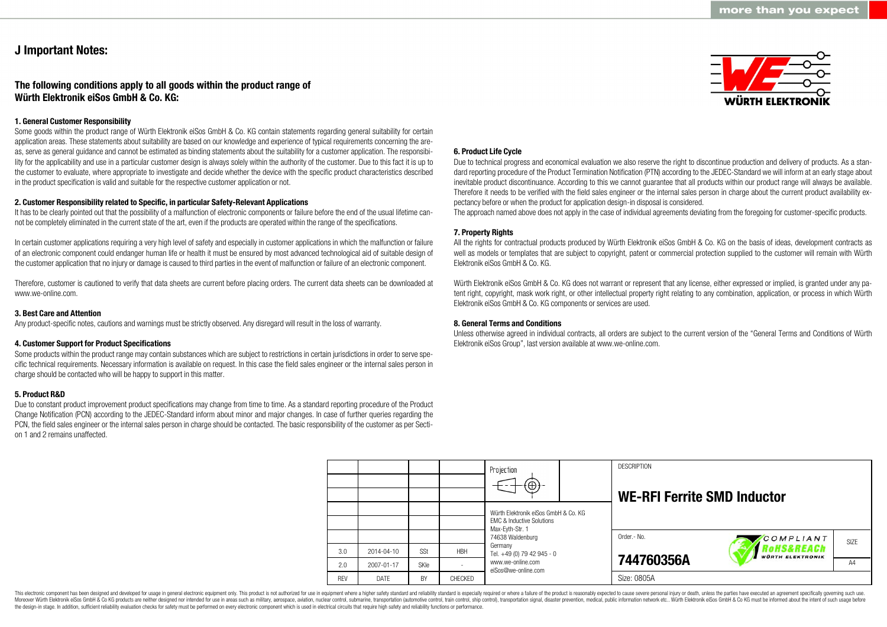## J Important Notes:

### The following conditions apply to all goods within the product range of Würth Elektronik eiSos GmbH & Co. KG:

**1. General Customer Responsibility**

Some goods within the product range of Würth Elektronik eiSos GmbH & Co. KG contain statements regarding general suitability for certain application areas. These statements about suitability are based on our knowledge and experience of typical requirements concerning the areas, serve as general guidance and cannot be estimated as binding statements about the suitability for a customer application. The responsibility for the applicability and use in a particular customer design is always solely within the authority of the customer. Due to this fact it is up to the customer to evaluate, where appropriate to investigate and decide whether the device with the specific product characteristics described in the product specification is valid and suitable for the respective customer application or not.

**2. Customer Responsibility related to Specific, in particular Safety-Relevant Applications**

It has to be clearly pointed out that the possibility of a malfunction of electronic components or failure before the end of the usual lifetime cannot be completely eliminated in the current state of the art, even if the products are operated within the range of the specifications.

In certain customer applications requiring a very high level of safety and especially in customer applications in which the malfunction or failure of an electronic component could endanger human life or health it must be ensured by most advanced technological aid of suitable design of the customer application that no injury or damage is caused to third parties in the event of malfunction or failure of an electronic component.

Therefore, customer is cautioned to verify that data sheets are current before placing orders. The current data sheets can be downloaded at www.we-online.com.

**3. Best Care and Attention**

Any product-specific notes, cautions and warnings must be strictly observed. Any disregard will result in the loss of warranty.

**4. Customer Support for Product Specifications**

Some products within the product range may contain substances which are subject to restrictions in certain jurisdictions in order to serve specific technical requirements. Necessary information is available on request. In this case the field sales engineer or the internal sales person in charge should be contacted who will be happy to support in this matter.

**5. Product R&D**

Due to constant product improvement product specifications may change from time to time. As a standard reporting procedure of the Product Change Notification (PCN) according to the JEDEC-Standard inform about minor and major changes. In case of further queries regarding the PCN, the field sales engineer or the internal sales person in charge should be contacted. The basic responsibility of the customer as per Section 1 and 2 remains unaffected.

**6. Product Life Cycle**

Due to technical progress and economical evaluation we also reserve the right to discontinue production and delivery of products. As a standard reporting procedure of the Product Termination Notification (PTN) according to the JEDEC-Standard we will inform at an early stage about inevitable product discontinuance. According to this we cannot guarantee that all products within our product range will always be available. Therefore it needs to be verified with the field sales engineer or the internal sales person in charge about the current product availability expectancy before or when the product for application design-in disposal is considered.

The approach named above does not apply in the case of individual agreements deviating from the foregoing for customer-specific products.

**7. Property Rights**

All the rights for contractual products produced by Würth Elektronik eiSos GmbH & Co. KG on the basis of ideas, development contracts as well as models or templates that are subject to copyright, patent or commercial protection supplied to the customer will remain with Würth Elektronik eiSos GmbH & Co. KG.

Würth Elektronik eiSos GmbH & Co. KG does not warrant or represent that any license, either expressed or implied, is granted under any patent right, copyright, mask work right, or other intellectual property right relating to any combination, application, or process in which Würth Elektronik eiSos GmbH & Co. KG components or services are used.

**8. General Terms and Conditions**

Unless otherwise agreed in individual contracts, all orders are subject to the current version of the "General Terms and Conditions of Würth Elektronik eiSos Group", last version available at www.we-online.com.

| | | | | | |
|---|---|---|---|---|---|
| | | | | Projection | DESCRIPTION: **WE-RFI Ferrite SMD Inductor** |
| | | | | Würth Elektronik eiSos GmbH & Co. KG, EMC & Inductive Solutions, Max-Eyth-Str. 1, 74638 Waldenburg, Germany, Tel. +49 (0) 79 42 945 - 0, www.we-online.com, eiSos@we-online.com | Order.- No.: **744760356A** (COMPLIANT RoHS&REACh WÜRTH ELEKTRONIK), SIZE: A4 |
| 3.0 | 2014-04-10 | SSt | HBH | | |
| 2.0 | 2007-01-17 | SKle | - | | |
| REV | DATE | BY | CHECKED | | Size: 0805A |

This electronic component has been designed and developed for usage in general electronic equipment only. This product is not authorized for use in equipment where a higher safety standard and reliability standard is especially required or where a failure of the product is reasonably expected to cause severe personal injury or death, unless the parties have executed an agreement specifically governing such use. Moreover Würth Elektronik eiSos GmbH & Co KG products are neither designed nor intended for use in areas such as military, aerospace, aviation, nuclear control, submarine, transportation (automotive control, train control, ship control), transportation signal, disaster prevention, medical, public information network etc.. Würth Elektronik eiSos GmbH & Co KG must be informed about the intent of such usage before the design-in stage. In addition, sufficient reliability evaluation checks for safety must be performed on every electronic component which is used in electrical circuits that require high safety and reliability functions or performance.